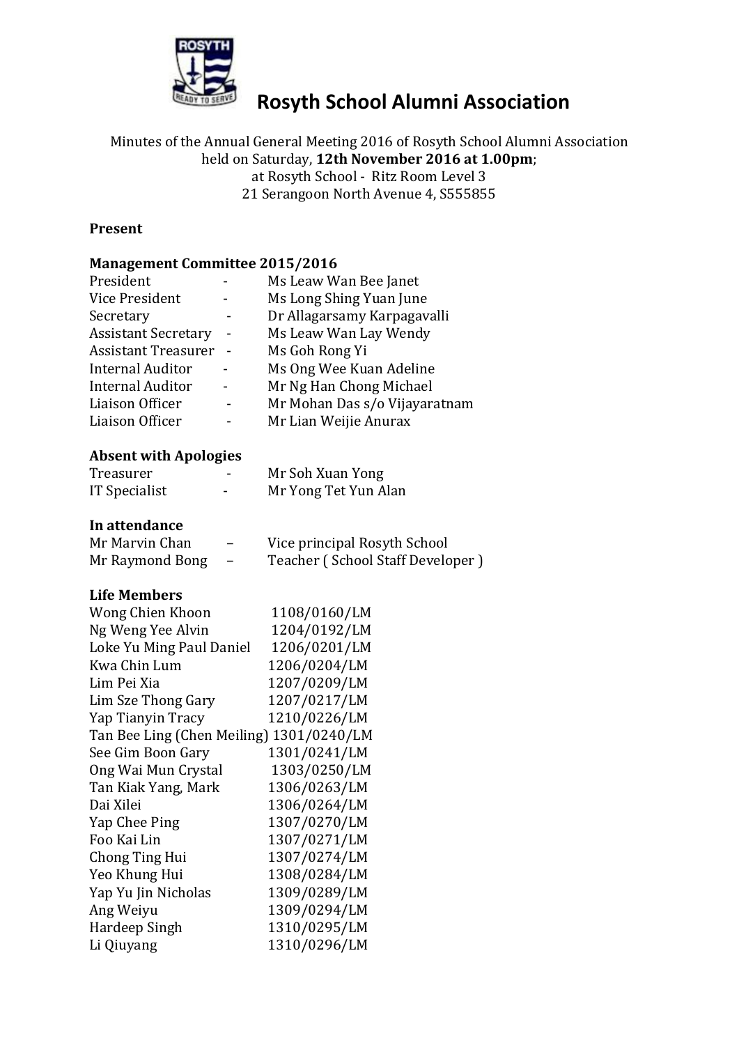# Rosyth School Alumni Association

Minutes of the Annual General Meeting 2016 of Rosyth School Alumni Association held on Saturday, **12th November 2016 at 1.00pm**; at Rosyth School - Ritz Room Level 3
21 Serangoon North Avenue 4, S555855

**Present**

**Management Committee 2015/2016**

| | | |
|---|---|---|
| President | - | Ms Leaw Wan Bee Janet |
| Vice President | - | Ms Long Shing Yuan June |
| Secretary | - | Dr Allagarsamy Karpagavalli |
| Assistant Secretary | - | Ms Leaw Wan Lay Wendy |
| Assistant Treasurer | - | Ms Goh Rong Yi |
| Internal Auditor | - | Ms Ong Wee Kuan Adeline |
| Internal Auditor | - | Mr Ng Han Chong Michael |
| Liaison Officer | - | Mr Mohan Das s/o Vijayaratnam |
| Liaison Officer | - | Mr Lian Weijie Anurax |

**Absent with Apologies**

| | | |
|---|---|---|
| Treasurer | - | Mr Soh Xuan Yong |
| IT Specialist | - | Mr Yong Tet Yun Alan |

**In attendance**

| | | |
|---|---|---|
| Mr Marvin Chan | – | Vice principal Rosyth School |
| Mr Raymond Bong | – | Teacher ( School Staff Developer ) |

**Life Members**

| | |
|---|---|
| Wong Chien Khoon | 1108/0160/LM |
| Ng Weng Yee Alvin | 1204/0192/LM |
| Loke Yu Ming Paul Daniel | 1206/0201/LM |
| Kwa Chin Lum | 1206/0204/LM |
| Lim Pei Xia | 1207/0209/LM |
| Lim Sze Thong Gary | 1207/0217/LM |
| Yap Tianyin Tracy | 1210/0226/LM |
| Tan Bee Ling (Chen Meiling) | 1301/0240/LM |
| See Gim Boon Gary | 1301/0241/LM |
| Ong Wai Mun Crystal | 1303/0250/LM |
| Tan Kiak Yang, Mark | 1306/0263/LM |
| Dai Xilei | 1306/0264/LM |
| Yap Chee Ping | 1307/0270/LM |
| Foo Kai Lin | 1307/0271/LM |
| Chong Ting Hui | 1307/0274/LM |
| Yeo Khung Hui | 1308/0284/LM |
| Yap Yu Jin Nicholas | 1309/0289/LM |
| Ang Weiyu | 1309/0294/LM |
| Hardeep Singh | 1310/0295/LM |
| Li Qiuyang | 1310/0296/LM |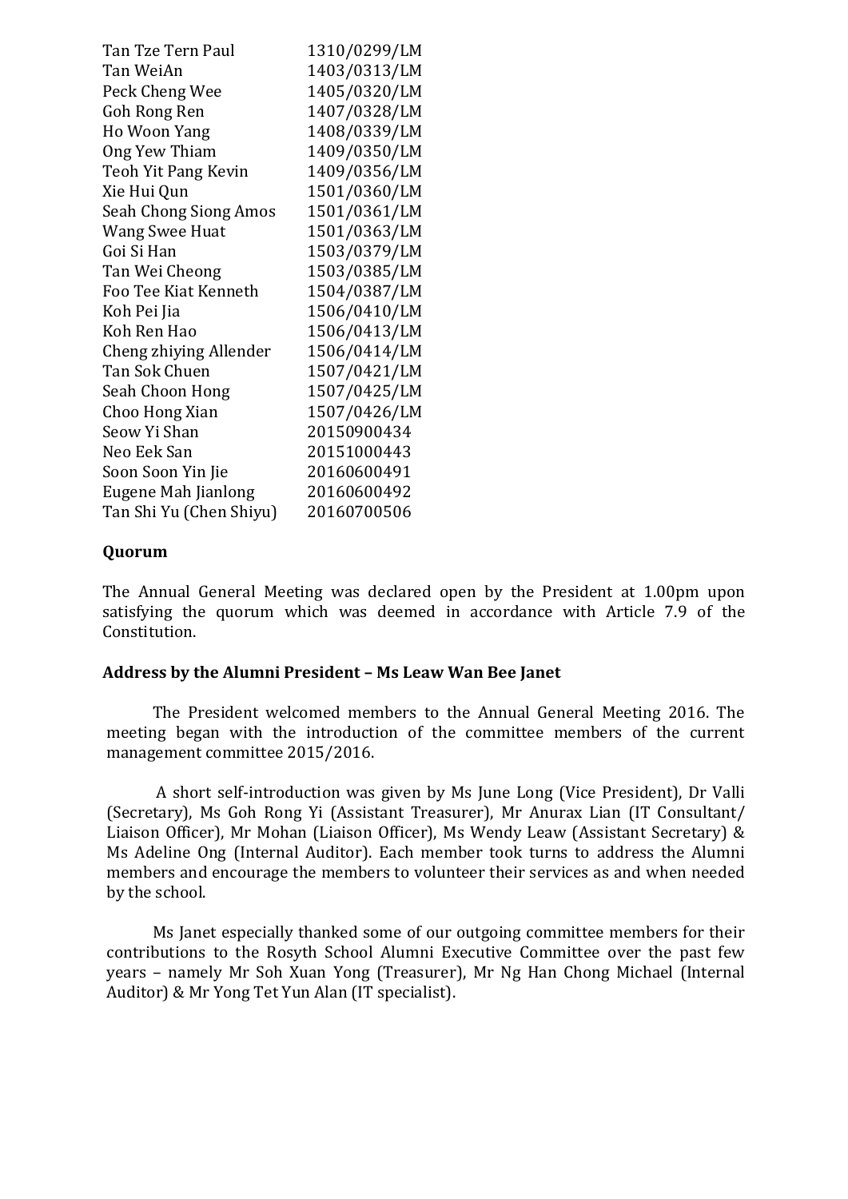| | |
|---|---|
| Tan Tze Tern Paul | 1310/0299/LM |
| Tan WeiAn | 1403/0313/LM |
| Peck Cheng Wee | 1405/0320/LM |
| Goh Rong Ren | 1407/0328/LM |
| Ho Woon Yang | 1408/0339/LM |
| Ong Yew Thiam | 1409/0350/LM |
| Teoh Yit Pang Kevin | 1409/0356/LM |
| Xie Hui Qun | 1501/0360/LM |
| Seah Chong Siong Amos | 1501/0361/LM |
| Wang Swee Huat | 1501/0363/LM |
| Goi Si Han | 1503/0379/LM |
| Tan Wei Cheong | 1503/0385/LM |
| Foo Tee Kiat Kenneth | 1504/0387/LM |
| Koh Pei Jia | 1506/0410/LM |
| Koh Ren Hao | 1506/0413/LM |
| Cheng zhiying Allender | 1506/0414/LM |
| Tan Sok Chuen | 1507/0421/LM |
| Seah Choon Hong | 1507/0425/LM |
| Choo Hong Xian | 1507/0426/LM |
| Seow Yi Shan | 20150900434 |
| Neo Eek San | 20151000443 |
| Soon Soon Yin Jie | 20160600491 |
| Eugene Mah Jianlong | 20160600492 |
| Tan Shi Yu (Chen Shiyu) | 20160700506 |

**Quorum**

The Annual General Meeting was declared open by the President at 1.00pm upon satisfying the quorum which was deemed in accordance with Article 7.9 of the Constitution.

**Address by the Alumni President – Ms Leaw Wan Bee Janet**

The President welcomed members to the Annual General Meeting 2016. The meeting began with the introduction of the committee members of the current management committee 2015/2016.

A short self-introduction was given by Ms June Long (Vice President), Dr Valli (Secretary), Ms Goh Rong Yi (Assistant Treasurer), Mr Anurax Lian (IT Consultant/ Liaison Officer), Mr Mohan (Liaison Officer), Ms Wendy Leaw (Assistant Secretary) & Ms Adeline Ong (Internal Auditor). Each member took turns to address the Alumni members and encourage the members to volunteer their services as and when needed by the school.

Ms Janet especially thanked some of our outgoing committee members for their contributions to the Rosyth School Alumni Executive Committee over the past few years – namely Mr Soh Xuan Yong (Treasurer), Mr Ng Han Chong Michael (Internal Auditor) & Mr Yong Tet Yun Alan (IT specialist).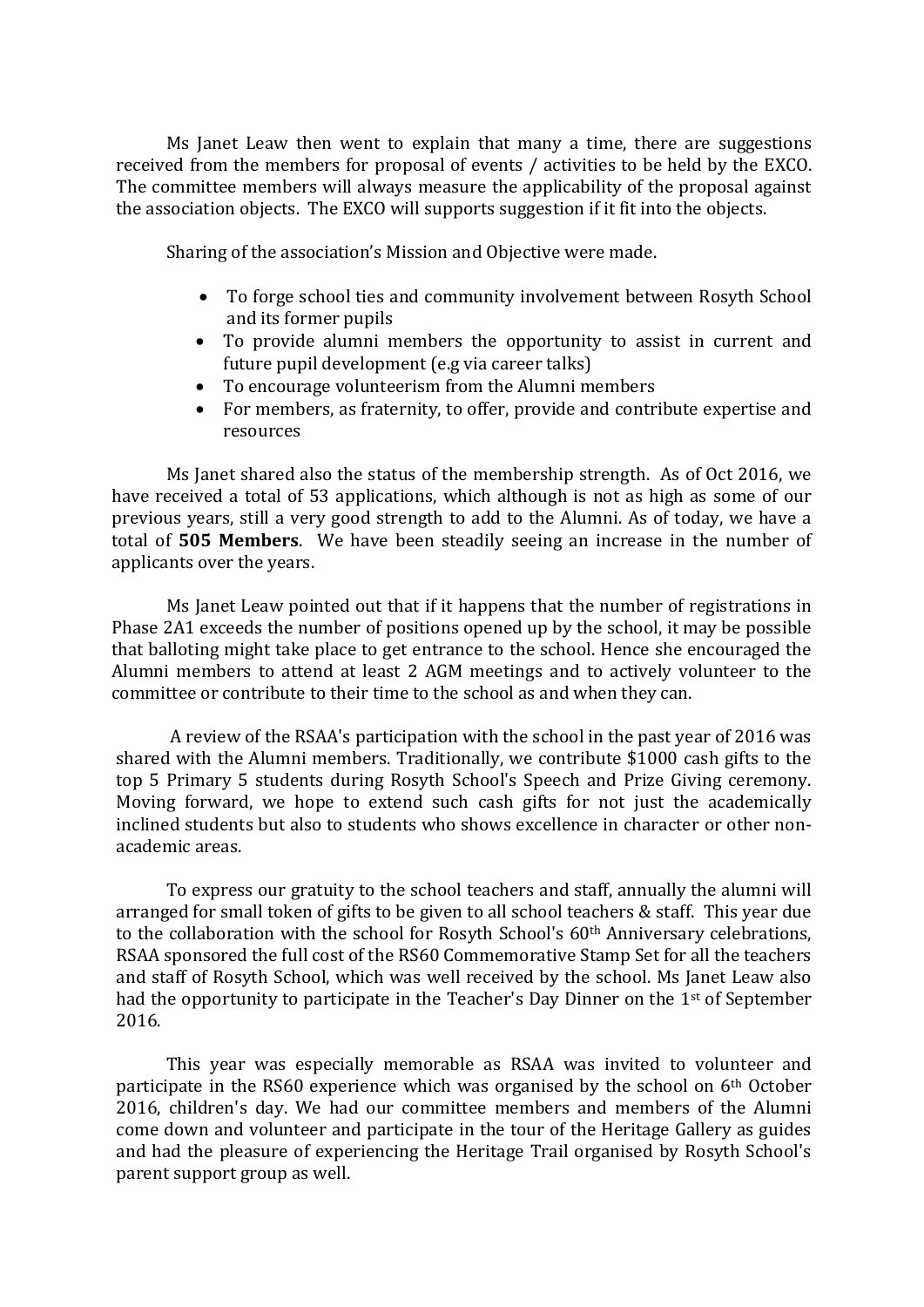Ms Janet Leaw then went to explain that many a time, there are suggestions received from the members for proposal of events / activities to be held by the EXCO. The committee members will always measure the applicability of the proposal against the association objects. The EXCO will supports suggestion if it fit into the objects.

Sharing of the association's Mission and Objective were made.

- To forge school ties and community involvement between Rosyth School and its former pupils
- To provide alumni members the opportunity to assist in current and future pupil development (e.g via career talks)
- To encourage volunteerism from the Alumni members
- For members, as fraternity, to offer, provide and contribute expertise and resources

Ms Janet shared also the status of the membership strength. As of Oct 2016, we have received a total of 53 applications, which although is not as high as some of our previous years, still a very good strength to add to the Alumni. As of today, we have a total of **505 Members**. We have been steadily seeing an increase in the number of applicants over the years.

Ms Janet Leaw pointed out that if it happens that the number of registrations in Phase 2A1 exceeds the number of positions opened up by the school, it may be possible that balloting might take place to get entrance to the school. Hence she encouraged the Alumni members to attend at least 2 AGM meetings and to actively volunteer to the committee or contribute to their time to the school as and when they can.

A review of the RSAA's participation with the school in the past year of 2016 was shared with the Alumni members. Traditionally, we contribute $1000 cash gifts to the top 5 Primary 5 students during Rosyth School's Speech and Prize Giving ceremony. Moving forward, we hope to extend such cash gifts for not just the academically inclined students but also to students who shows excellence in character or other non-academic areas.

To express our gratuity to the school teachers and staff, annually the alumni will arranged for small token of gifts to be given to all school teachers & staff. This year due to the collaboration with the school for Rosyth School's 60th Anniversary celebrations, RSAA sponsored the full cost of the RS60 Commemorative Stamp Set for all the teachers and staff of Rosyth School, which was well received by the school. Ms Janet Leaw also had the opportunity to participate in the Teacher's Day Dinner on the 1st of September 2016.

This year was especially memorable as RSAA was invited to volunteer and participate in the RS60 experience which was organised by the school on 6th October 2016, children's day. We had our committee members and members of the Alumni come down and volunteer and participate in the tour of the Heritage Gallery as guides and had the pleasure of experiencing the Heritage Trail organised by Rosyth School's parent support group as well.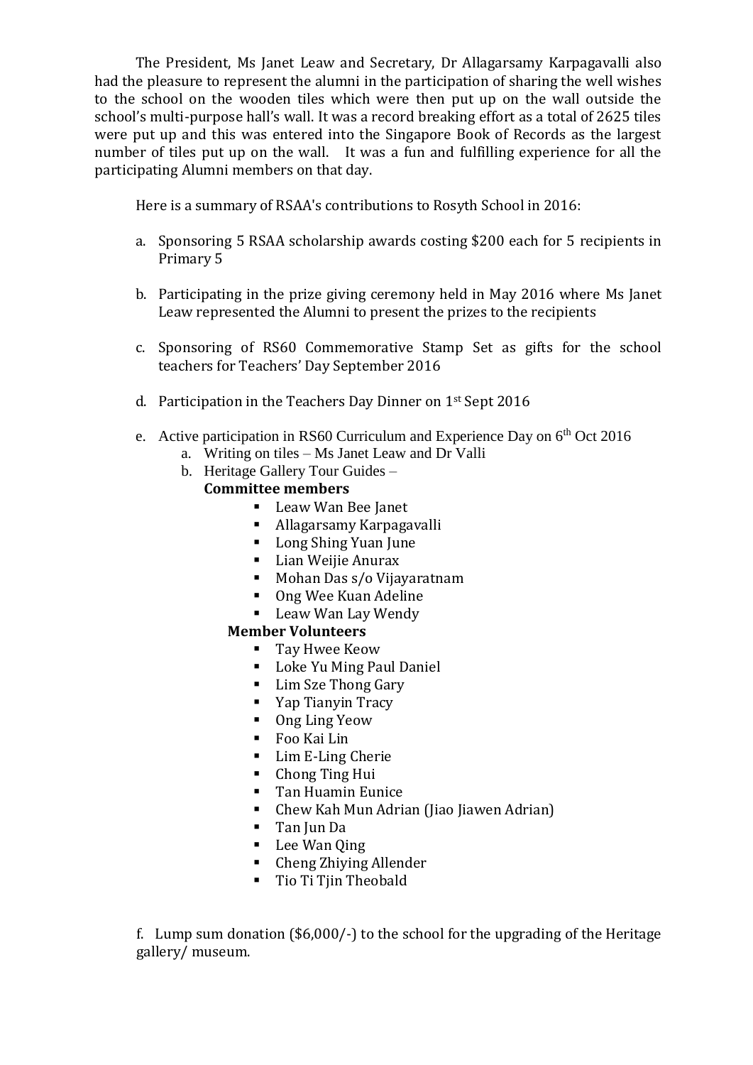The President, Ms Janet Leaw and Secretary, Dr Allagarsamy Karpagavalli also had the pleasure to represent the alumni in the participation of sharing the well wishes to the school on the wooden tiles which were then put up on the wall outside the school's multi-purpose hall's wall. It was a record breaking effort as a total of 2625 tiles were put up and this was entered into the Singapore Book of Records as the largest number of tiles put up on the wall. It was a fun and fulfilling experience for all the participating Alumni members on that day.

Here is a summary of RSAA's contributions to Rosyth School in 2016:

a. Sponsoring 5 RSAA scholarship awards costing $200 each for 5 recipients in Primary 5

b. Participating in the prize giving ceremony held in May 2016 where Ms Janet Leaw represented the Alumni to present the prizes to the recipients

c. Sponsoring of RS60 Commemorative Stamp Set as gifts for the school teachers for Teachers' Day September 2016

d. Participation in the Teachers Day Dinner on 1st Sept 2016

e. Active participation in RS60 Curriculum and Experience Day on 6th Oct 2016
   a. Writing on tiles – Ms Janet Leaw and Dr Valli
   b. Heritage Gallery Tour Guides –

      **Committee members**
      - Leaw Wan Bee Janet
      - Allagarsamy Karpagavalli
      - Long Shing Yuan June
      - Lian Weijie Anurax
      - Mohan Das s/o Vijayaratnam
      - Ong Wee Kuan Adeline
      - Leaw Wan Lay Wendy

      **Member Volunteers**
      - Tay Hwee Keow
      - Loke Yu Ming Paul Daniel
      - Lim Sze Thong Gary
      - Yap Tianyin Tracy
      - Ong Ling Yeow
      - Foo Kai Lin
      - Lim E-Ling Cherie
      - Chong Ting Hui
      - Tan Huamin Eunice
      - Chew Kah Mun Adrian (Jiao Jiawen Adrian)
      - Tan Jun Da
      - Lee Wan Qing
      - Cheng Zhiying Allender
      - Tio Ti Tjin Theobald

f. Lump sum donation ($6,000/-) to the school for the upgrading of the Heritage gallery/ museum.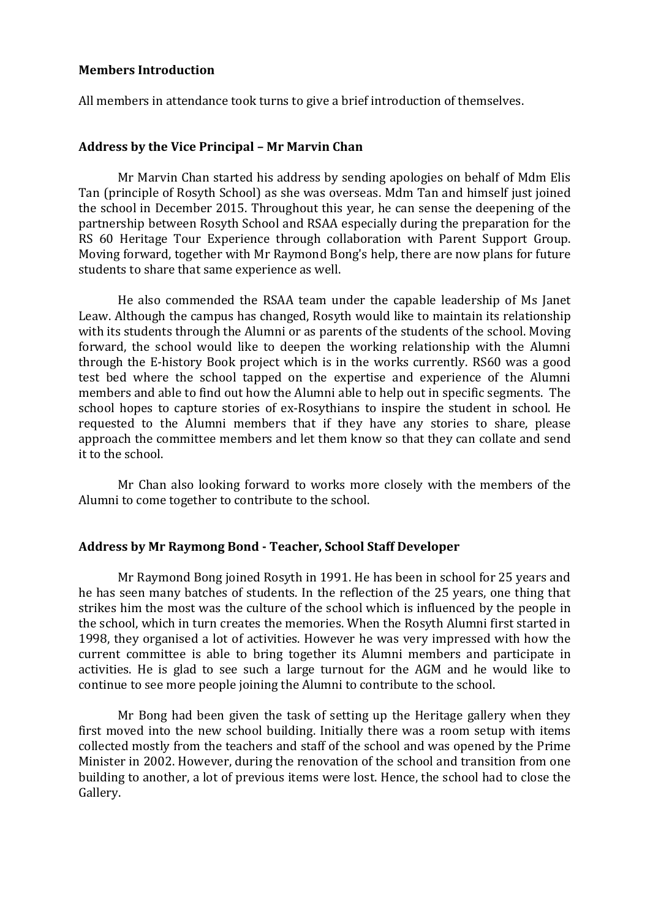**Members Introduction**

All members in attendance took turns to give a brief introduction of themselves.

**Address by the Vice Principal – Mr Marvin Chan**

Mr Marvin Chan started his address by sending apologies on behalf of Mdm Elis Tan (principle of Rosyth School) as she was overseas. Mdm Tan and himself just joined the school in December 2015. Throughout this year, he can sense the deepening of the partnership between Rosyth School and RSAA especially during the preparation for the RS 60 Heritage Tour Experience through collaboration with Parent Support Group. Moving forward, together with Mr Raymond Bong's help, there are now plans for future students to share that same experience as well.

He also commended the RSAA team under the capable leadership of Ms Janet Leaw. Although the campus has changed, Rosyth would like to maintain its relationship with its students through the Alumni or as parents of the students of the school. Moving forward, the school would like to deepen the working relationship with the Alumni through the E-history Book project which is in the works currently. RS60 was a good test bed where the school tapped on the expertise and experience of the Alumni members and able to find out how the Alumni able to help out in specific segments. The school hopes to capture stories of ex-Rosythians to inspire the student in school. He requested to the Alumni members that if they have any stories to share, please approach the committee members and let them know so that they can collate and send it to the school.

Mr Chan also looking forward to works more closely with the members of the Alumni to come together to contribute to the school.

**Address by Mr Raymong Bond - Teacher, School Staff Developer**

Mr Raymond Bong joined Rosyth in 1991. He has been in school for 25 years and he has seen many batches of students. In the reflection of the 25 years, one thing that strikes him the most was the culture of the school which is influenced by the people in the school, which in turn creates the memories. When the Rosyth Alumni first started in 1998, they organised a lot of activities. However he was very impressed with how the current committee is able to bring together its Alumni members and participate in activities. He is glad to see such a large turnout for the AGM and he would like to continue to see more people joining the Alumni to contribute to the school.

Mr Bong had been given the task of setting up the Heritage gallery when they first moved into the new school building. Initially there was a room setup with items collected mostly from the teachers and staff of the school and was opened by the Prime Minister in 2002. However, during the renovation of the school and transition from one building to another, a lot of previous items were lost. Hence, the school had to close the Gallery.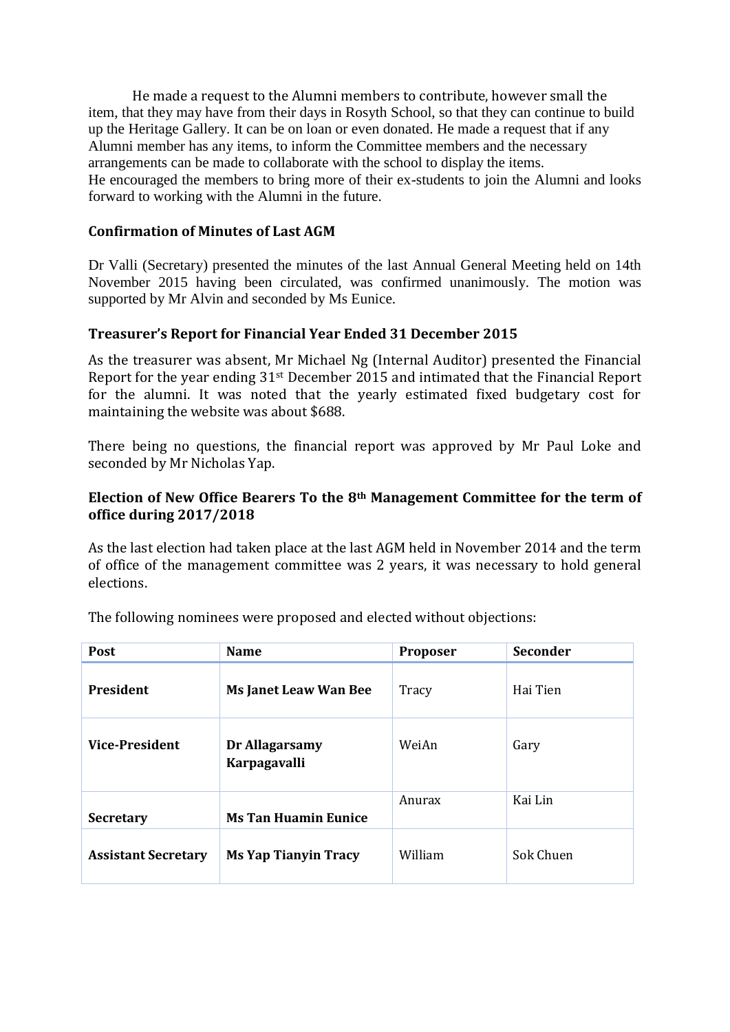He made a request to the Alumni members to contribute, however small the item, that they may have from their days in Rosyth School, so that they can continue to build up the Heritage Gallery. It can be on loan or even donated. He made a request that if any Alumni member has any items, to inform the Committee members and the necessary arrangements can be made to collaborate with the school to display the items.
He encouraged the members to bring more of their ex-students to join the Alumni and looks forward to working with the Alumni in the future.

**Confirmation of Minutes of Last AGM**

Dr Valli (Secretary) presented the minutes of the last Annual General Meeting held on 14th November 2015 having been circulated, was confirmed unanimously. The motion was supported by Mr Alvin and seconded by Ms Eunice.

**Treasurer's Report for Financial Year Ended 31 December 2015**

As the treasurer was absent, Mr Michael Ng (Internal Auditor) presented the Financial Report for the year ending 31st December 2015 and intimated that the Financial Report for the alumni. It was noted that the yearly estimated fixed budgetary cost for maintaining the website was about $688.

There being no questions, the financial report was approved by Mr Paul Loke and seconded by Mr Nicholas Yap.

**Election of New Office Bearers To the 8th Management Committee for the term of office during 2017/2018**

As the last election had taken place at the last AGM held in November 2014 and the term of office of the management committee was 2 years, it was necessary to hold general elections.

The following nominees were proposed and elected without objections:

| Post | Name | Proposer | Seconder |
|---|---|---|---|
| **President** | **Ms Janet Leaw Wan Bee** | Tracy | Hai Tien |
| **Vice-President** | **Dr Allagarsamy Karpagavalli** | WeiAn | Gary |
| **Secretary** | **Ms Tan Huamin Eunice** | Anurax | Kai Lin |
| **Assistant Secretary** | **Ms Yap Tianyin Tracy** | William | Sok Chuen |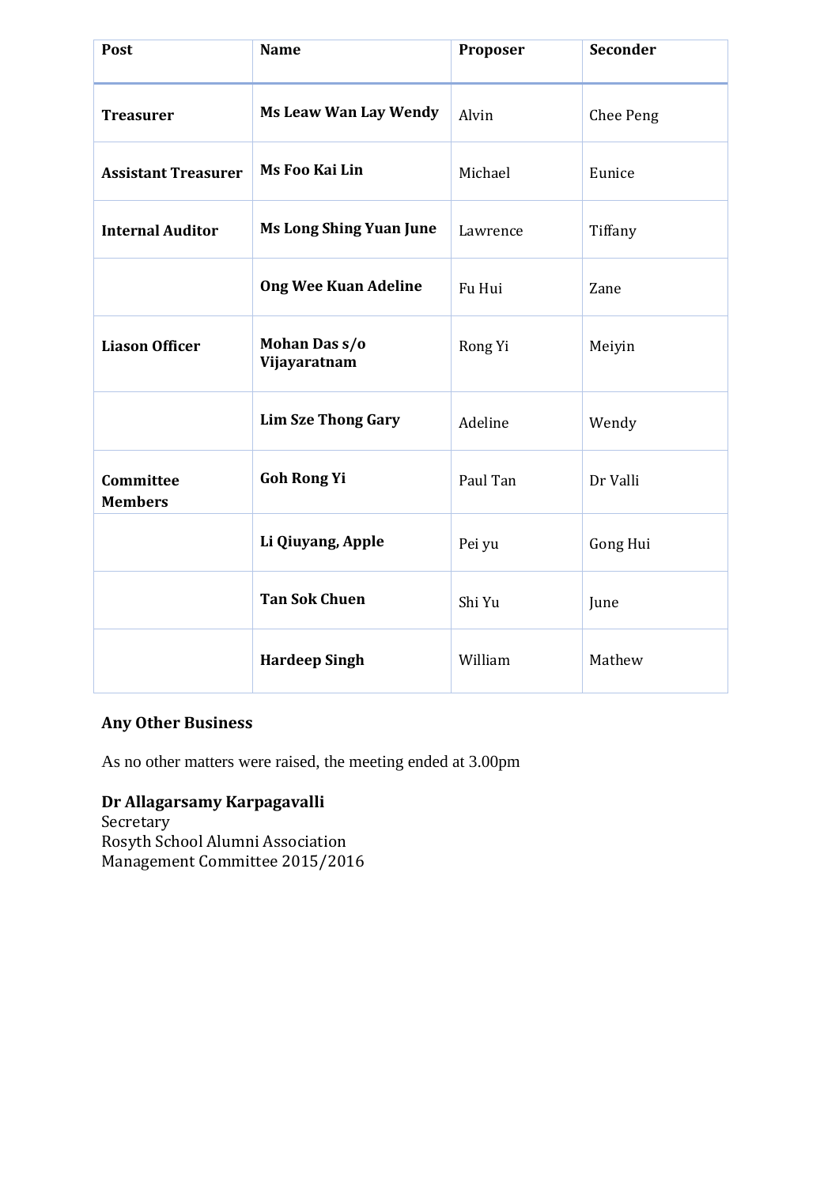| Post | Name | Proposer | Seconder |
|---|---|---|---|
| **Treasurer** | **Ms Leaw Wan Lay Wendy** | Alvin | Chee Peng |
| **Assistant Treasurer** | **Ms Foo Kai Lin** | Michael | Eunice |
| **Internal Auditor** | **Ms Long Shing Yuan June** | Lawrence | Tiffany |
| | **Ong Wee Kuan Adeline** | Fu Hui | Zane |
| **Liason Officer** | **Mohan Das s/o Vijayaratnam** | Rong Yi | Meiyin |
| | **Lim Sze Thong Gary** | Adeline | Wendy |
| **Committee Members** | **Goh Rong Yi** | Paul Tan | Dr Valli |
| | **Li Qiuyang, Apple** | Pei yu | Gong Hui |
| | **Tan Sok Chuen** | Shi Yu | June |
| | **Hardeep Singh** | William | Mathew |

## Any Other Business

As no other matters were raised, the meeting ended at 3.00pm

**Dr Allagarsamy Karpagavalli**
Secretary
Rosyth School Alumni Association
Management Committee 2015/2016